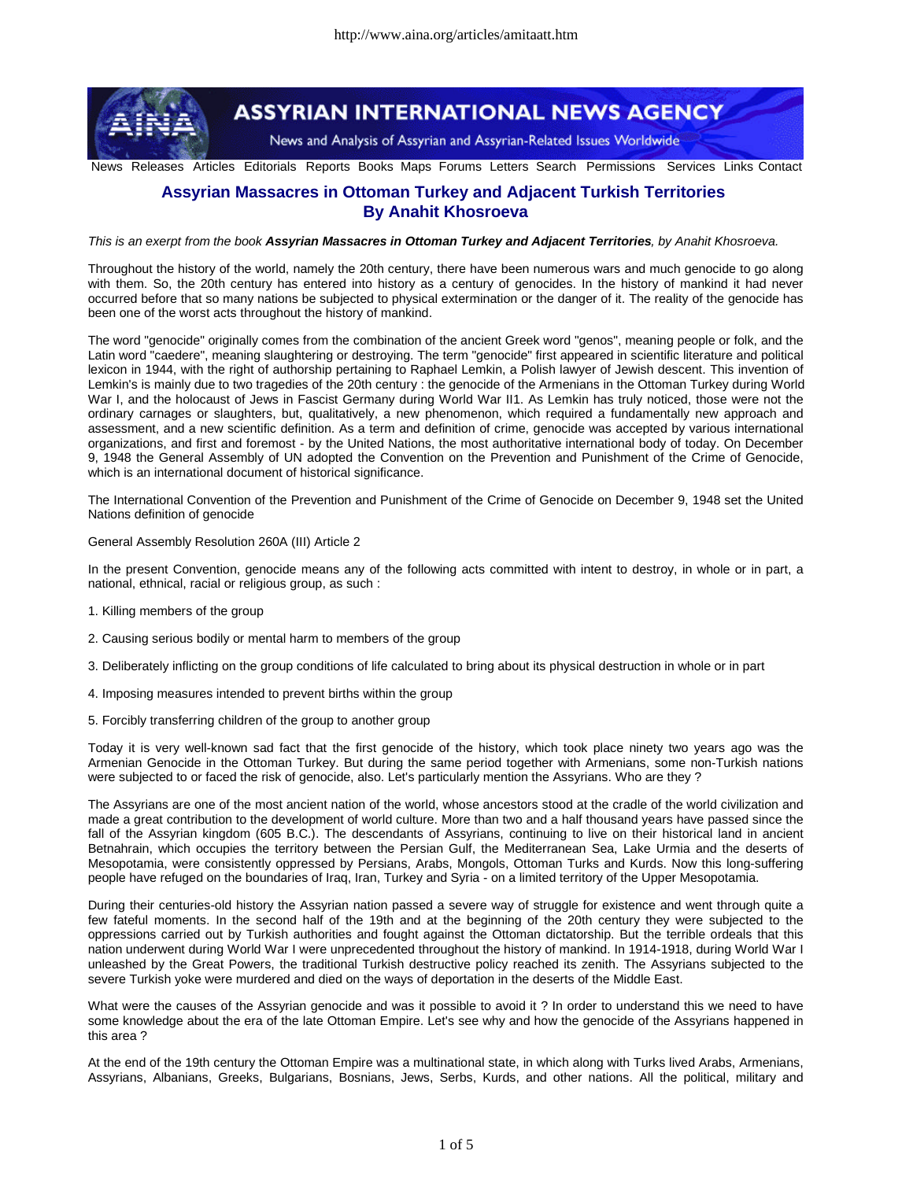# Assyrian Massacres in Ottoman Turkey and Adjacent Turkish Territories
## By Anahit Khosroeva

*This is an exerpt from the book **Assyrian Massacres in Ottoman Turkey and Adjacent Territories**, by Anahit Khosroeva.*

Throughout the history of the world, namely the 20th century, there have been numerous wars and much genocide to go along with them. So, the 20th century has entered into history as a century of genocides. In the history of mankind it had never occurred before that so many nations be subjected to physical extermination or the danger of it. The reality of the genocide has been one of the worst acts throughout the history of mankind.

The word "genocide" originally comes from the combination of the ancient Greek word "genos", meaning people or folk, and the Latin word "caedere", meaning slaughtering or destroying. The term "genocide" first appeared in scientific literature and political lexicon in 1944, with the right of authorship pertaining to Raphael Lemkin, a Polish lawyer of Jewish descent. This invention of Lemkin's is mainly due to two tragedies of the 20th century : the genocide of the Armenians in the Ottoman Turkey during World War I, and the holocaust of Jews in Fascist Germany during World War II1. As Lemkin has truly noticed, those were not the ordinary carnages or slaughters, but, qualitatively, a new phenomenon, which required a fundamentally new approach and assessment, and a new scientific definition. As a term and definition of crime, genocide was accepted by various international organizations, and first and foremost - by the United Nations, the most authoritative international body of today. On December 9, 1948 the General Assembly of UN adopted the Convention on the Prevention and Punishment of the Crime of Genocide, which is an international document of historical significance.

The International Convention of the Prevention and Punishment of the Crime of Genocide on December 9, 1948 set the United Nations definition of genocide

General Assembly Resolution 260A (III) Article 2

In the present Convention, genocide means any of the following acts committed with intent to destroy, in whole or in part, a national, ethnical, racial or religious group, as such :

1. Killing members of the group

2. Causing serious bodily or mental harm to members of the group

3. Deliberately inflicting on the group conditions of life calculated to bring about its physical destruction in whole or in part

4. Imposing measures intended to prevent births within the group

5. Forcibly transferring children of the group to another group

Today it is very well-known sad fact that the first genocide of the history, which took place ninety two years ago was the Armenian Genocide in the Ottoman Turkey. But during the same period together with Armenians, some non-Turkish nations were subjected to or faced the risk of genocide, also. Let's particularly mention the Assyrians. Who are they ?

The Assyrians are one of the most ancient nation of the world, whose ancestors stood at the cradle of the world civilization and made a great contribution to the development of world culture. More than two and a half thousand years have passed since the fall of the Assyrian kingdom (605 B.C.). The descendants of Assyrians, continuing to live on their historical land in ancient Betnahrain, which occupies the territory between the Persian Gulf, the Mediterranean Sea, Lake Urmia and the deserts of Mesopotamia, were consistently oppressed by Persians, Arabs, Mongols, Ottoman Turks and Kurds. Now this long-suffering people have refuged on the boundaries of Iraq, Iran, Turkey and Syria - on a limited territory of the Upper Mesopotamia.

During their centuries-old history the Assyrian nation passed a severe way of struggle for existence and went through quite a few fateful moments. In the second half of the 19th and at the beginning of the 20th century they were subjected to the oppressions carried out by Turkish authorities and fought against the Ottoman dictatorship. But the terrible ordeals that this nation underwent during World War I were unprecedented throughout the history of mankind. In 1914-1918, during World War I unleashed by the Great Powers, the traditional Turkish destructive policy reached its zenith. The Assyrians subjected to the severe Turkish yoke were murdered and died on the ways of deportation in the deserts of the Middle East.

What were the causes of the Assyrian genocide and was it possible to avoid it ? In order to understand this we need to have some knowledge about the era of the late Ottoman Empire. Let's see why and how the genocide of the Assyrians happened in this area ?

At the end of the 19th century the Ottoman Empire was a multinational state, in which along with Turks lived Arabs, Armenians, Assyrians, Albanians, Greeks, Bulgarians, Bosnians, Jews, Serbs, Kurds, and other nations. All the political, military and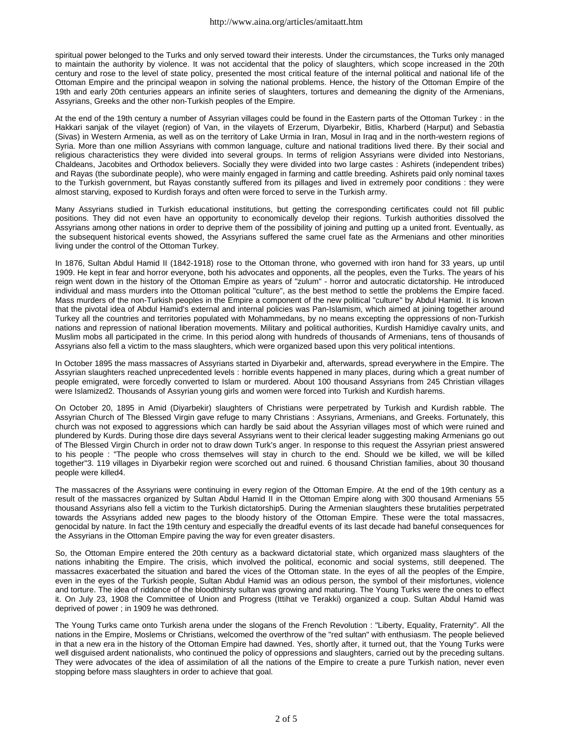spiritual power belonged to the Turks and only served toward their interests. Under the circumstances, the Turks only managed to maintain the authority by violence. It was not accidental that the policy of slaughters, which scope increased in the 20th century and rose to the level of state policy, presented the most critical feature of the internal political and national life of the Ottoman Empire and the principal weapon in solving the national problems. Hence, the history of the Ottoman Empire of the 19th and early 20th centuries appears an infinite series of slaughters, tortures and demeaning the dignity of the Armenians, Assyrians, Greeks and the other non-Turkish peoples of the Empire.

At the end of the 19th century a number of Assyrian villages could be found in the Eastern parts of the Ottoman Turkey : in the Hakkari sanjak of the vilayet (region) of Van, in the vilayets of Erzerum, Diyarbekir, Bitlis, Kharberd (Harput) and Sebastia (Sivas) in Western Armenia, as well as on the territory of Lake Urmia in Iran, Mosul in Iraq and in the north-western regions of Syria. More than one million Assyrians with common language, culture and national traditions lived there. By their social and religious characteristics they were divided into several groups. In terms of religion Assyrians were divided into Nestorians, Chaldeans, Jacobites and Orthodox believers. Socially they were divided into two large castes : Ashirets (independent tribes) and Rayas (the subordinate people), who were mainly engaged in farming and cattle breeding. Ashirets paid only nominal taxes to the Turkish government, but Rayas constantly suffered from its pillages and lived in extremely poor conditions : they were almost starving, exposed to Kurdish forays and often were forced to serve in the Turkish army.

Many Assyrians studied in Turkish educational institutions, but getting the corresponding certificates could not fill public positions. They did not even have an opportunity to economically develop their regions. Turkish authorities dissolved the Assyrians among other nations in order to deprive them of the possibility of joining and putting up a united front. Eventually, as the subsequent historical events showed, the Assyrians suffered the same cruel fate as the Armenians and other minorities living under the control of the Ottoman Turkey.

In 1876, Sultan Abdul Hamid II (1842-1918) rose to the Ottoman throne, who governed with iron hand for 33 years, up until 1909. He kept in fear and horror everyone, both his advocates and opponents, all the peoples, even the Turks. The years of his reign went down in the history of the Ottoman Empire as years of "zulum" - horror and autocratic dictatorship. He introduced individual and mass murders into the Ottoman political "culture", as the best method to settle the problems the Empire faced. Mass murders of the non-Turkish peoples in the Empire a component of the new political "culture" by Abdul Hamid. It is known that the pivotal idea of Abdul Hamid's external and internal policies was Pan-Islamism, which aimed at joining together around Turkey all the countries and territories populated with Mohammedans, by no means excepting the oppressions of non-Turkish nations and repression of national liberation movements. Military and political authorities, Kurdish Hamidiye cavalry units, and Muslim mobs all participated in the crime. In this period along with hundreds of thousands of Armenians, tens of thousands of Assyrians also fell a victim to the mass slaughters, which were organized based upon this very political intentions.

In October 1895 the mass massacres of Assyrians started in Diyarbekir and, afterwards, spread everywhere in the Empire. The Assyrian slaughters reached unprecedented levels : horrible events happened in many places, during which a great number of people emigrated, were forcedly converted to Islam or murdered. About 100 thousand Assyrians from 245 Christian villages were Islamized[2]. Thousands of Assyrian young girls and women were forced into Turkish and Kurdish harems.

On October 20, 1895 in Amid (Diyarbekir) slaughters of Christians were perpetrated by Turkish and Kurdish rabble. The Assyrian Church of The Blessed Virgin gave refuge to many Christians : Assyrians, Armenians, and Greeks. Fortunately, this church was not exposed to aggressions which can hardly be said about the Assyrian villages most of which were ruined and plundered by Kurds. During those dire days several Assyrians went to their clerical leader suggesting making Armenians go out of The Blessed Virgin Church in order not to draw down Turk's anger. In response to this request the Assyrian priest answered to his people : "The people who cross themselves will stay in church to the end. Should we be killed, we will be killed together"[3]. 119 villages in Diyarbekir region were scorched out and ruined. 6 thousand Christian families, about 30 thousand people were killed[4].

The massacres of the Assyrians were continuing in every region of the Ottoman Empire. At the end of the 19th century as a result of the massacres organized by Sultan Abdul Hamid II in the Ottoman Empire along with 300 thousand Armenians 55 thousand Assyrians also fell a victim to the Turkish dictatorship[5]. During the Armenian slaughters these brutalities perpetrated towards the Assyrians added new pages to the bloody history of the Ottoman Empire. These were the total massacres, genocidal by nature. In fact the 19th century and especially the dreadful events of its last decade had baneful consequences for the Assyrians in the Ottoman Empire paving the way for even greater disasters.

So, the Ottoman Empire entered the 20th century as a backward dictatorial state, which organized mass slaughters of the nations inhabiting the Empire. The crisis, which involved the political, economic and social systems, still deepened. The massacres exacerbated the situation and bared the vices of the Ottoman state. In the eyes of all the peoples of the Empire, even in the eyes of the Turkish people, Sultan Abdul Hamid was an odious person, the symbol of their misfortunes, violence and torture. The idea of riddance of the bloodthirsty sultan was growing and maturing. The Young Turks were the ones to effect it. On July 23, 1908 the Committee of Union and Progress (Ittihat ve Terakki) organized a coup. Sultan Abdul Hamid was deprived of power ; in 1909 he was dethroned.

The Young Turks came onto Turkish arena under the slogans of the French Revolution : "Liberty, Equality, Fraternity". All the nations in the Empire, Moslems or Christians, welcomed the overthrow of the "red sultan" with enthusiasm. The people believed in that a new era in the history of the Ottoman Empire had dawned. Yes, shortly after, it turned out, that the Young Turks were well disguised ardent nationalists, who continued the policy of oppressions and slaughters, carried out by the preceding sultans. They were advocates of the idea of assimilation of all the nations of the Empire to create a pure Turkish nation, never even stopping before mass slaughters in order to achieve that goal.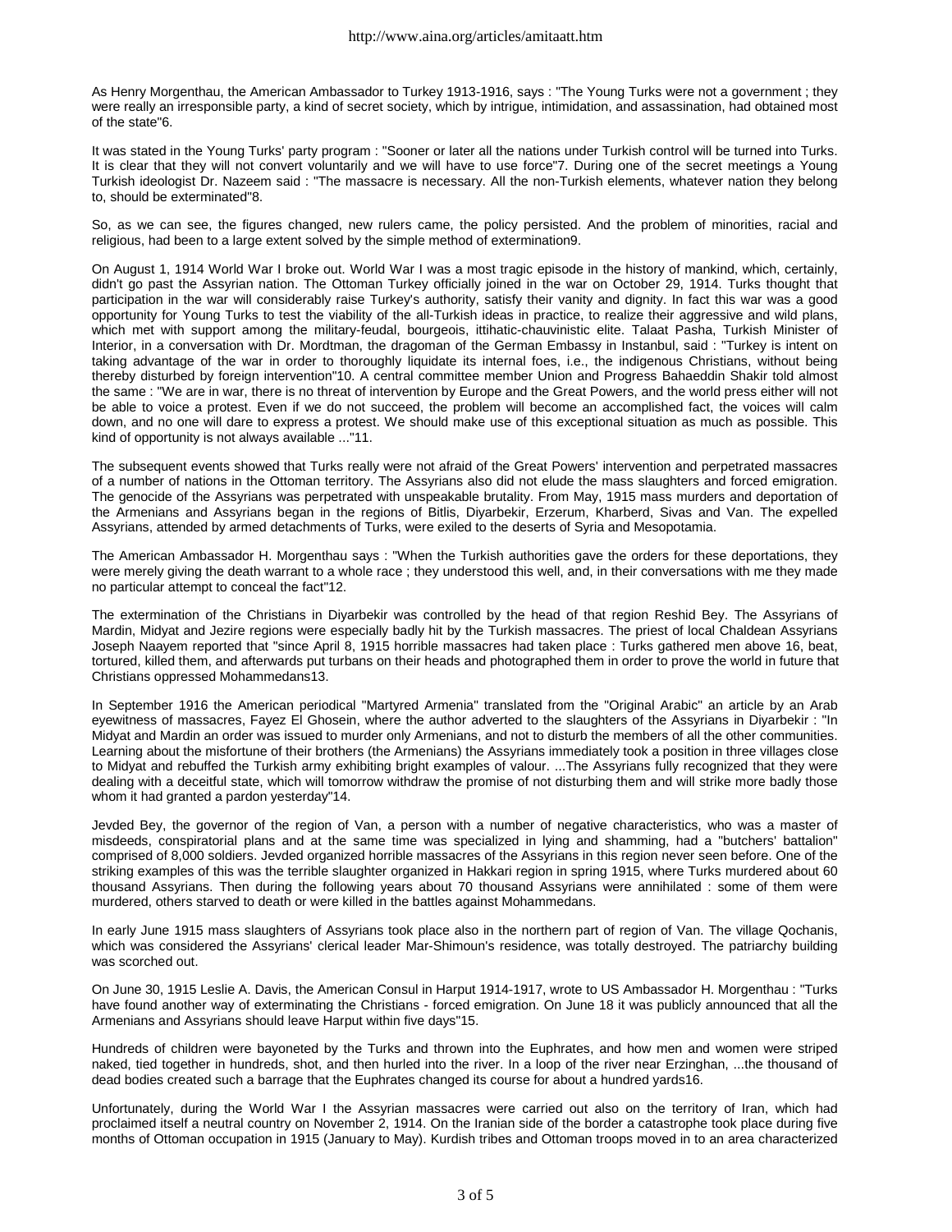As Henry Morgenthau, the American Ambassador to Turkey 1913-1916, says : "The Young Turks were not a government ; they were really an irresponsible party, a kind of secret society, which by intrigue, intimidation, and assassination, had obtained most of the state"6.

It was stated in the Young Turks' party program : "Sooner or later all the nations under Turkish control will be turned into Turks. It is clear that they will not convert voluntarily and we will have to use force"7. During one of the secret meetings a Young Turkish ideologist Dr. Nazeem said : "The massacre is necessary. All the non-Turkish elements, whatever nation they belong to, should be exterminated"8.

So, as we can see, the figures changed, new rulers came, the policy persisted. And the problem of minorities, racial and religious, had been to a large extent solved by the simple method of extermination9.

On August 1, 1914 World War I broke out. World War I was a most tragic episode in the history of mankind, which, certainly, didn't go past the Assyrian nation. The Ottoman Turkey officially joined in the war on October 29, 1914. Turks thought that participation in the war will considerably raise Turkey's authority, satisfy their vanity and dignity. In fact this war was a good opportunity for Young Turks to test the viability of the all-Turkish ideas in practice, to realize their aggressive and wild plans, which met with support among the military-feudal, bourgeois, ittihatic-chauvinistic elite. Talaat Pasha, Turkish Minister of Interior, in a conversation with Dr. Mordtman, the dragoman of the German Embassy in Instanbul, said : "Turkey is intent on taking advantage of the war in order to thoroughly liquidate its internal foes, i.e., the indigenous Christians, without being thereby disturbed by foreign intervention"10. A central committee member Union and Progress Bahaeddin Shakir told almost the same : "We are in war, there is no threat of intervention by Europe and the Great Powers, and the world press either will not be able to voice a protest. Even if we do not succeed, the problem will become an accomplished fact, the voices will calm down, and no one will dare to express a protest. We should make use of this exceptional situation as much as possible. This kind of opportunity is not always available ..."11.

The subsequent events showed that Turks really were not afraid of the Great Powers' intervention and perpetrated massacres of a number of nations in the Ottoman territory. The Assyrians also did not elude the mass slaughters and forced emigration. The genocide of the Assyrians was perpetrated with unspeakable brutality. From May, 1915 mass murders and deportation of the Armenians and Assyrians began in the regions of Bitlis, Diyarbekir, Erzerum, Kharberd, Sivas and Van. The expelled Assyrians, attended by armed detachments of Turks, were exiled to the deserts of Syria and Mesopotamia.

The American Ambassador H. Morgenthau says : "When the Turkish authorities gave the orders for these deportations, they were merely giving the death warrant to a whole race ; they understood this well, and, in their conversations with me they made no particular attempt to conceal the fact"12.

The extermination of the Christians in Diyarbekir was controlled by the head of that region Reshid Bey. The Assyrians of Mardin, Midyat and Jezire regions were especially badly hit by the Turkish massacres. The priest of local Chaldean Assyrians Joseph Naayem reported that "since April 8, 1915 horrible massacres had taken place : Turks gathered men above 16, beat, tortured, killed them, and afterwards put turbans on their heads and photographed them in order to prove the world in future that Christians oppressed Mohammedans13.

In September 1916 the American periodical "Martyred Armenia" translated from the "Original Arabic" an article by an Arab eyewitness of massacres, Fayez El Ghosein, where the author adverted to the slaughters of the Assyrians in Diyarbekir : "In Midyat and Mardin an order was issued to murder only Armenians, and not to disturb the members of all the other communities. Learning about the misfortune of their brothers (the Armenians) the Assyrians immediately took a position in three villages close to Midyat and rebuffed the Turkish army exhibiting bright examples of valour. ...The Assyrians fully recognized that they were dealing with a deceitful state, which will tomorrow withdraw the promise of not disturbing them and will strike more badly those whom it had granted a pardon yesterday"14.

Jevded Bey, the governor of the region of Van, a person with a number of negative characteristics, who was a master of misdeeds, conspiratorial plans and at the same time was specialized in lying and shamming, had a "butchers' battalion" comprised of 8,000 soldiers. Jevded organized horrible massacres of the Assyrians in this region never seen before. One of the striking examples of this was the terrible slaughter organized in Hakkari region in spring 1915, where Turks murdered about 60 thousand Assyrians. Then during the following years about 70 thousand Assyrians were annihilated : some of them were murdered, others starved to death or were killed in the battles against Mohammedans.

In early June 1915 mass slaughters of Assyrians took place also in the northern part of region of Van. The village Qochanis, which was considered the Assyrians' clerical leader Mar-Shimoun's residence, was totally destroyed. The patriarchy building was scorched out.

On June 30, 1915 Leslie A. Davis, the American Consul in Harput 1914-1917, wrote to US Ambassador H. Morgenthau : "Turks have found another way of exterminating the Christians - forced emigration. On June 18 it was publicly announced that all the Armenians and Assyrians should leave Harput within five days"15.

Hundreds of children were bayoneted by the Turks and thrown into the Euphrates, and how men and women were striped naked, tied together in hundreds, shot, and then hurled into the river. In a loop of the river near Erzinghan, ...the thousand of dead bodies created such a barrage that the Euphrates changed its course for about a hundred yards16.

Unfortunately, during the World War I the Assyrian massacres were carried out also on the territory of Iran, which had proclaimed itself a neutral country on November 2, 1914. On the Iranian side of the border a catastrophe took place during five months of Ottoman occupation in 1915 (January to May). Kurdish tribes and Ottoman troops moved in to an area characterized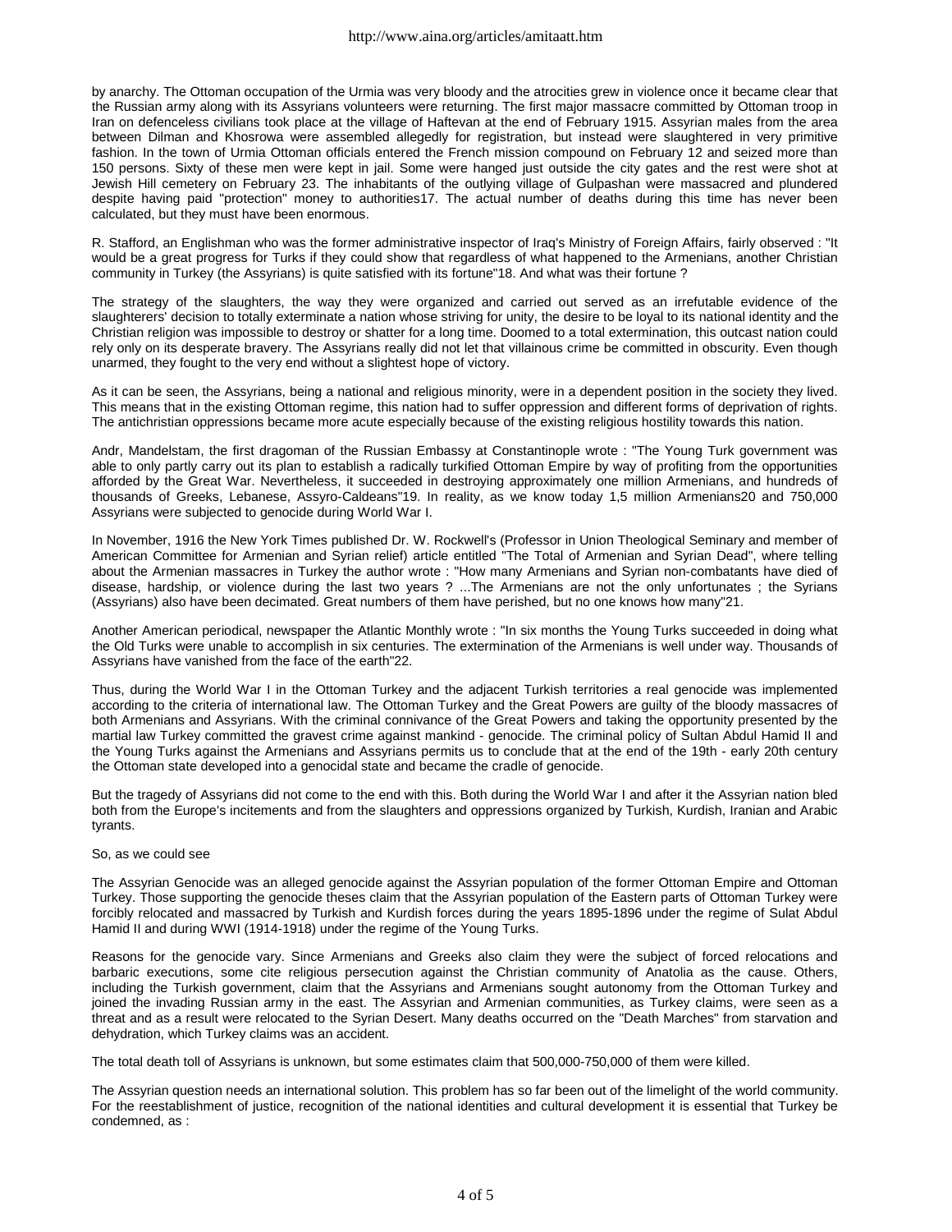by anarchy. The Ottoman occupation of the Urmia was very bloody and the atrocities grew in violence once it became clear that the Russian army along with its Assyrians volunteers were returning. The first major massacre committed by Ottoman troop in Iran on defenceless civilians took place at the village of Haftevan at the end of February 1915. Assyrian males from the area between Dilman and Khosrowa were assembled allegedly for registration, but instead were slaughtered in very primitive fashion. In the town of Urmia Ottoman officials entered the French mission compound on February 12 and seized more than 150 persons. Sixty of these men were kept in jail. Some were hanged just outside the city gates and the rest were shot at Jewish Hill cemetery on February 23. The inhabitants of the outlying village of Gulpashan were massacred and plundered despite having paid "protection" money to authorities17. The actual number of deaths during this time has never been calculated, but they must have been enormous.

R. Stafford, an Englishman who was the former administrative inspector of Iraq's Ministry of Foreign Affairs, fairly observed : "It would be a great progress for Turks if they could show that regardless of what happened to the Armenians, another Christian community in Turkey (the Assyrians) is quite satisfied with its fortune"18. And what was their fortune ?

The strategy of the slaughters, the way they were organized and carried out served as an irrefutable evidence of the slaughterers' decision to totally exterminate a nation whose striving for unity, the desire to be loyal to its national identity and the Christian religion was impossible to destroy or shatter for a long time. Doomed to a total extermination, this outcast nation could rely only on its desperate bravery. The Assyrians really did not let that villainous crime be committed in obscurity. Even though unarmed, they fought to the very end without a slightest hope of victory.

As it can be seen, the Assyrians, being a national and religious minority, were in a dependent position in the society they lived. This means that in the existing Ottoman regime, this nation had to suffer oppression and different forms of deprivation of rights. The antichristian oppressions became more acute especially because of the existing religious hostility towards this nation.

Andr, Mandelstam, the first dragoman of the Russian Embassy at Constantinople wrote : "The Young Turk government was able to only partly carry out its plan to establish a radically turkified Ottoman Empire by way of profiting from the opportunities afforded by the Great War. Nevertheless, it succeeded in destroying approximately one million Armenians, and hundreds of thousands of Greeks, Lebanese, Assyro-Caldeans"19. In reality, as we know today 1,5 million Armenians20 and 750,000 Assyrians were subjected to genocide during World War I.

In November, 1916 the New York Times published Dr. W. Rockwell's (Professor in Union Theological Seminary and member of American Committee for Armenian and Syrian relief) article entitled "The Total of Armenian and Syrian Dead", where telling about the Armenian massacres in Turkey the author wrote : "How many Armenians and Syrian non-combatants have died of disease, hardship, or violence during the last two years ? ...The Armenians are not the only unfortunates ; the Syrians (Assyrians) also have been decimated. Great numbers of them have perished, but no one knows how many"21.

Another American periodical, newspaper the Atlantic Monthly wrote : "In six months the Young Turks succeeded in doing what the Old Turks were unable to accomplish in six centuries. The extermination of the Armenians is well under way. Thousands of Assyrians have vanished from the face of the earth"22.

Thus, during the World War I in the Ottoman Turkey and the adjacent Turkish territories a real genocide was implemented according to the criteria of international law. The Ottoman Turkey and the Great Powers are guilty of the bloody massacres of both Armenians and Assyrians. With the criminal connivance of the Great Powers and taking the opportunity presented by the martial law Turkey committed the gravest crime against mankind - genocide. The criminal policy of Sultan Abdul Hamid II and the Young Turks against the Armenians and Assyrians permits us to conclude that at the end of the 19th - early 20th century the Ottoman state developed into a genocidal state and became the cradle of genocide.

But the tragedy of Assyrians did not come to the end with this. Both during the World War I and after it the Assyrian nation bled both from the Europe's incitements and from the slaughters and oppressions organized by Turkish, Kurdish, Iranian and Arabic tyrants.

So, as we could see

The Assyrian Genocide was an alleged genocide against the Assyrian population of the former Ottoman Empire and Ottoman Turkey. Those supporting the genocide theses claim that the Assyrian population of the Eastern parts of Ottoman Turkey were forcibly relocated and massacred by Turkish and Kurdish forces during the years 1895-1896 under the regime of Sulat Abdul Hamid II and during WWI (1914-1918) under the regime of the Young Turks.

Reasons for the genocide vary. Since Armenians and Greeks also claim they were the subject of forced relocations and barbaric executions, some cite religious persecution against the Christian community of Anatolia as the cause. Others, including the Turkish government, claim that the Assyrians and Armenians sought autonomy from the Ottoman Turkey and joined the invading Russian army in the east. The Assyrian and Armenian communities, as Turkey claims, were seen as a threat and as a result were relocated to the Syrian Desert. Many deaths occurred on the "Death Marches" from starvation and dehydration, which Turkey claims was an accident.

The total death toll of Assyrians is unknown, but some estimates claim that 500,000-750,000 of them were killed.

The Assyrian question needs an international solution. This problem has so far been out of the limelight of the world community. For the reestablishment of justice, recognition of the national identities and cultural development it is essential that Turkey be condemned, as :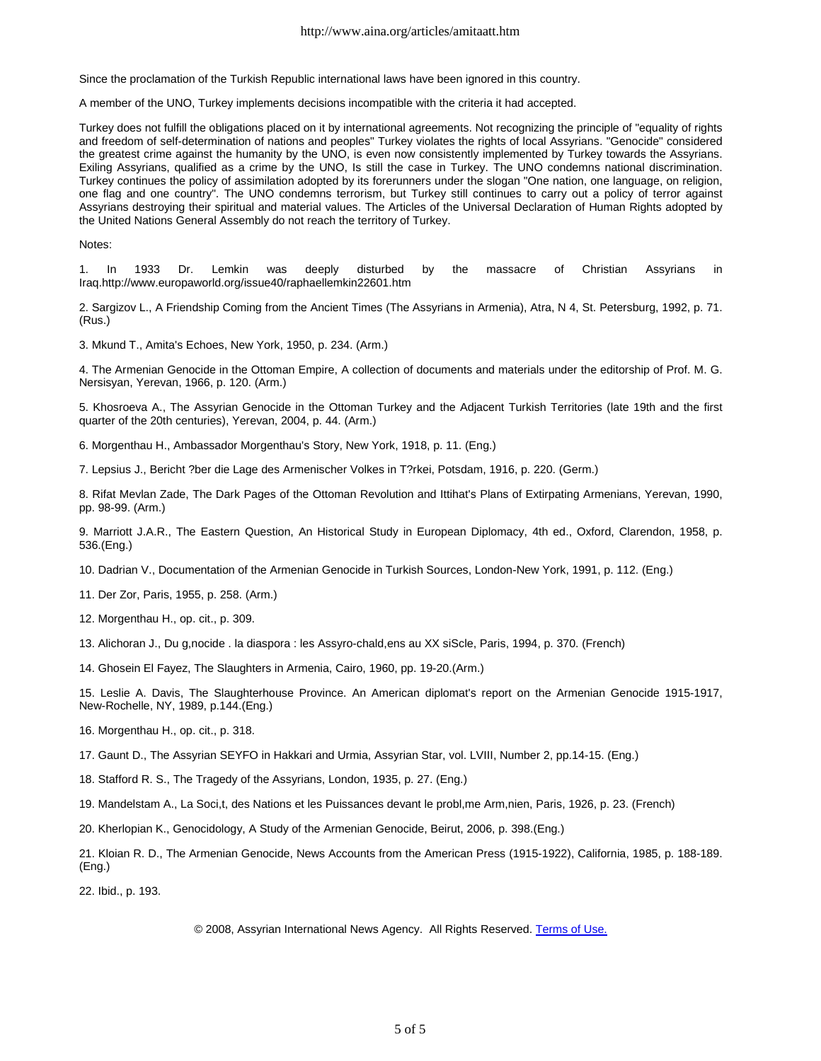Since the proclamation of the Turkish Republic international laws have been ignored in this country.

A member of the UNO, Turkey implements decisions incompatible with the criteria it had accepted.

Turkey does not fulfill the obligations placed on it by international agreements. Not recognizing the principle of "equality of rights and freedom of self-determination of nations and peoples" Turkey violates the rights of local Assyrians. "Genocide" considered the greatest crime against the humanity by the UNO, is even now consistently implemented by Turkey towards the Assyrians. Exiling Assyrians, qualified as a crime by the UNO, Is still the case in Turkey. The UNO condemns national discrimination. Turkey continues the policy of assimilation adopted by its forerunners under the slogan "One nation, one language, on religion, one flag and one country". The UNO condemns terrorism, but Turkey still continues to carry out a policy of terror against Assyrians destroying their spiritual and material values. The Articles of the Universal Declaration of Human Rights adopted by the United Nations General Assembly do not reach the territory of Turkey.

Notes:

1. In 1933 Dr. Lemkin was deeply disturbed by the massacre of Christian Assyrians in Iraq.http://www.europaworld.org/issue40/raphaellemkin22601.htm

2. Sargizov L., A Friendship Coming from the Ancient Times (The Assyrians in Armenia), Atra, N 4, St. Petersburg, 1992, p. 71. (Rus.)

3. Mkund T., Amita's Echoes, New York, 1950, p. 234. (Arm.)

4. The Armenian Genocide in the Ottoman Empire, A collection of documents and materials under the editorship of Prof. M. G. Nersisyan, Yerevan, 1966, p. 120. (Arm.)

5. Khosroeva A., The Assyrian Genocide in the Ottoman Turkey and the Adjacent Turkish Territories (late 19th and the first quarter of the 20th centuries), Yerevan, 2004, p. 44. (Arm.)

6. Morgenthau H., Ambassador Morgenthau's Story, New York, 1918, p. 11. (Eng.)

7. Lepsius J., Bericht ?ber die Lage des Armenischer Volkes in T?rkei, Potsdam, 1916, p. 220. (Germ.)

8. Rifat Mevlan Zade, The Dark Pages of the Ottoman Revolution and Ittihat's Plans of Extirpating Armenians, Yerevan, 1990, pp. 98-99. (Arm.)

9. Marriott J.A.R., The Eastern Question, An Historical Study in European Diplomacy, 4th ed., Oxford, Clarendon, 1958, p. 536.(Eng.)

10. Dadrian V., Documentation of the Armenian Genocide in Turkish Sources, London-New York, 1991, p. 112. (Eng.)

11. Der Zor, Paris, 1955, p. 258. (Arm.)

12. Morgenthau H., op. cit., p. 309.

13. Alichoran J., Du g,nocide . la diaspora : les Assyro-chald,ens au XX siScle, Paris, 1994, p. 370. (French)

14. Ghosein El Fayez, The Slaughters in Armenia, Cairo, 1960, pp. 19-20.(Arm.)

15. Leslie A. Davis, The Slaughterhouse Province. An American diplomat's report on the Armenian Genocide 1915-1917, New-Rochelle, NY, 1989, p.144.(Eng.)

16. Morgenthau H., op. cit., p. 318.

17. Gaunt D., The Assyrian SEYFO in Hakkari and Urmia, Assyrian Star, vol. LVIII, Number 2, pp.14-15. (Eng.)

18. Stafford R. S., The Tragedy of the Assyrians, London, 1935, p. 27. (Eng.)

19. Mandelstam A., La Soci,t, des Nations et les Puissances devant le probl,me Arm,nien, Paris, 1926, p. 23. (French)

20. Kherlopian K., Genocidology, A Study of the Armenian Genocide, Beirut, 2006, p. 398.(Eng.)

21. Kloian R. D., The Armenian Genocide, News Accounts from the American Press (1915-1922), California, 1985, p. 188-189. (Eng.)

22. Ibid., p. 193.

© 2008, Assyrian International News Agency. All Rights Reserved. Terms of Use.